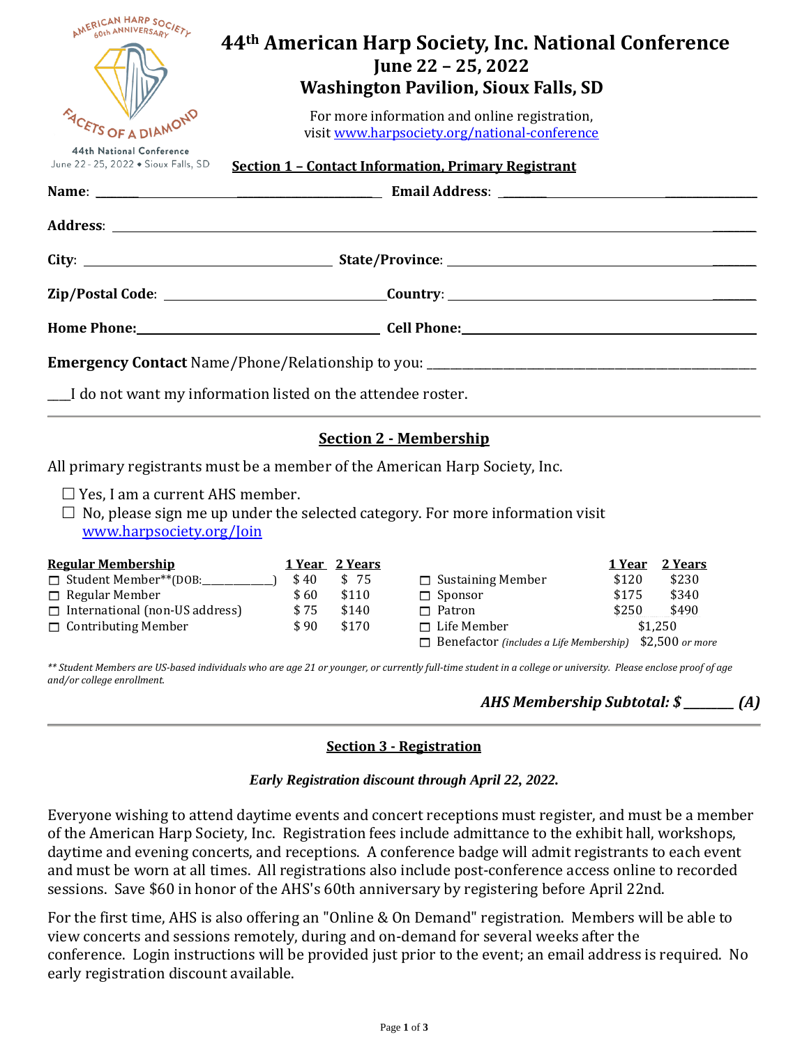AMERICAN HARP SOCIETY 60th ANNIVERSARY

FACETS OF A DIAMOND

44th National Conference

June 22 - 25, 2022 • Sioux Falls, SD

# 44th American Harp Society, Inc. National Conference
## June 22 – 25, 2022
## Washington Pavilion, Sioux Falls, SD

For more information and online registration, visit www.harpsociety.org/national-conference

### Section 1 – Contact Information, Primary Registrant

**Name**: ____________________ **Email Address**: ____________________

**Address**: ____________________

**City**: ____________________ **State/Province**: ____________________

**Zip/Postal Code**: ____________________ **Country**: ____________________

**Home Phone:** ____________________ **Cell Phone:** ____________________

**Emergency Contact** Name/Phone/Relationship to you: ____________________

___I do not want my information listed on the attendee roster.

### Section 2 - Membership

All primary registrants must be a member of the American Harp Society, Inc.

☐ Yes, I am a current AHS member.

☐ No, please sign me up under the selected category. For more information visit www.harpsociety.org/Join

| Regular Membership | 1 Year | 2 Years | | 1 Year | 2 Years |
|---|---|---|---|---|---|
| ☐ Student Member**(DOB:__________) | $ 40 | $ 75 | ☐ Sustaining Member | $120 | $230 |
| ☐ Regular Member | $ 60 | $110 | ☐ Sponsor | $175 | $340 |
| ☐ International (non-US address) | $ 75 | $140 | ☐ Patron | $250 | $490 |
| ☐ Contributing Member | $ 90 | $170 | ☐ Life Member | $1,250 | |
| | | | ☐ Benefactor *(includes a Life Membership)* | $2,500 *or more* | |

*** Student Members are US-based individuals who are age 21 or younger, or currently full-time student in a college or university. Please enclose proof of age and/or college enrollment.*

***AHS Membership Subtotal: $ _______ (A)***

### Section 3 - Registration

***Early Registration discount through April 22, 2022.***

Everyone wishing to attend daytime events and concert receptions must register, and must be a member of the American Harp Society, Inc. Registration fees include admittance to the exhibit hall, workshops, daytime and evening concerts, and receptions. A conference badge will admit registrants to each event and must be worn at all times. All registrations also include post-conference access online to recorded sessions. Save $60 in honor of the AHS's 60th anniversary by registering before April 22nd.

For the first time, AHS is also offering an "Online & On Demand" registration. Members will be able to view concerts and sessions remotely, during and on-demand for several weeks after the conference. Login instructions will be provided just prior to the event; an email address is required. No early registration discount available.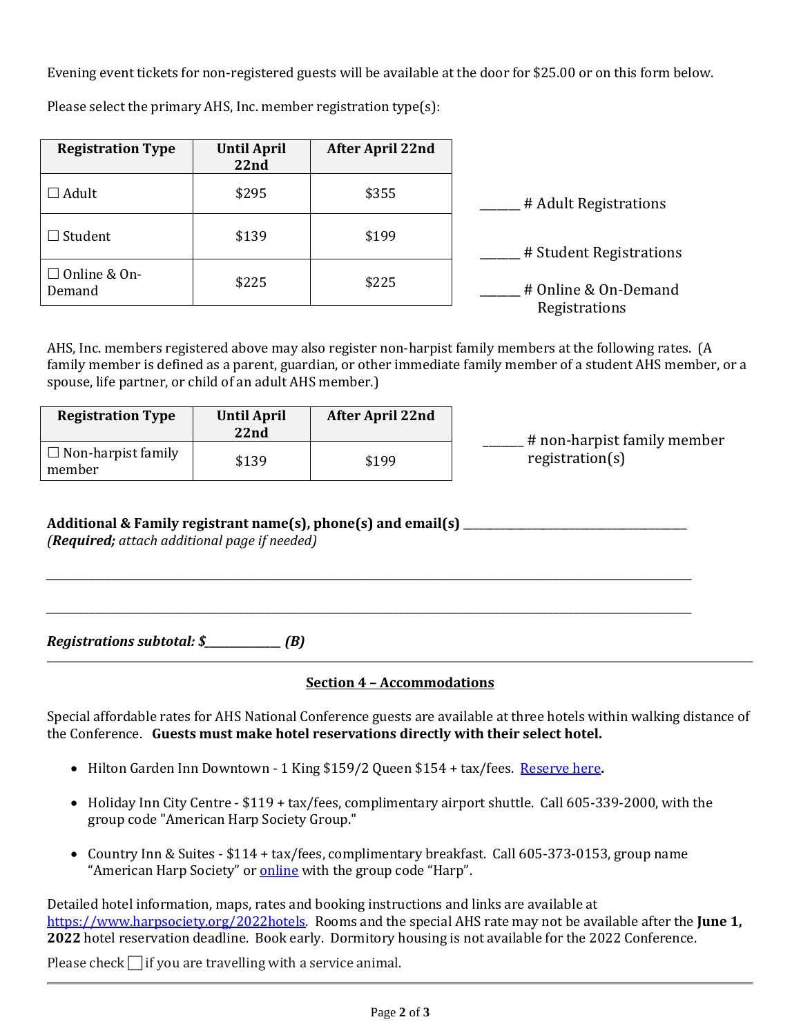Evening event tickets for non-registered guests will be available at the door for $25.00 or on this form below.

Please select the primary AHS, Inc. member registration type(s):

| Registration Type | Until April 22nd | After April 22nd |
| --- | --- | --- |
| ☐ Adult | $295 | $355 |
| ☐ Student | $139 | $199 |
| ☐ Online & On-Demand | $225 | $225 |

______ # Adult Registrations

______ # Student Registrations

______ # Online & On-Demand Registrations

AHS, Inc. members registered above may also register non-harpist family members at the following rates. (A family member is defined as a parent, guardian, or other immediate family member of a student AHS member, or a spouse, life partner, or child of an adult AHS member.)

| Registration Type | Until April 22nd | After April 22nd |
| --- | --- | --- |
| ☐ Non-harpist family member | $139 | $199 |

______ # non-harpist family member registration(s)

**Additional & Family registrant name(s), phone(s) and email(s)** ______________________________________
*(**Required;** attach additional page if needed)*

______________________________________________________________________________________________

______________________________________________________________________________________________

***Registrations subtotal: $____________ (B)***

---

**Section 4 – Accommodations**

Special affordable rates for AHS National Conference guests are available at three hotels within walking distance of the Conference. **Guests must make hotel reservations directly with their select hotel.**

- Hilton Garden Inn Downtown - 1 King $159/2 Queen $154 + tax/fees. Reserve here**.**
- Holiday Inn City Centre - $119 + tax/fees, complimentary airport shuttle. Call 605-339-2000, with the group code "American Harp Society Group."
- Country Inn & Suites - $114 + tax/fees, complimentary breakfast. Call 605-373-0153, group name "American Harp Society" or online with the group code "Harp".

Detailed hotel information, maps, rates and booking instructions and links are available at https://www.harpsociety.org/2022hotels. Rooms and the special AHS rate may not be available after the **June 1, 2022** hotel reservation deadline. Book early. Dormitory housing is not available for the 2022 Conference.

Please check ☐ if you are travelling with a service animal.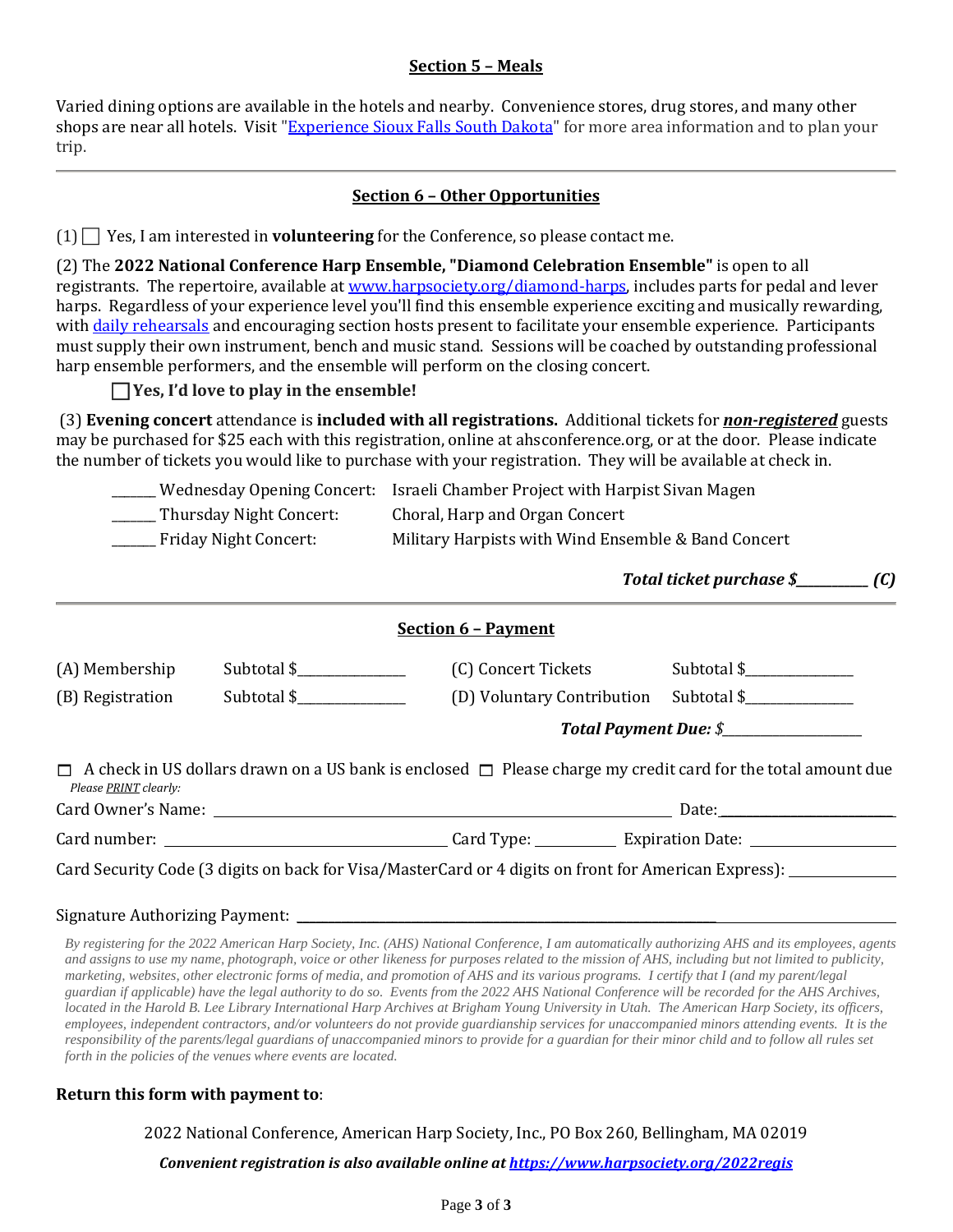## Section 5 – Meals

Varied dining options are available in the hotels and nearby. Convenience stores, drug stores, and many other shops are near all hotels. Visit "Experience Sioux Falls South Dakota" for more area information and to plan your trip.

---

## Section 6 – Other Opportunities

(1) ☐ Yes, I am interested in **volunteering** for the Conference, so please contact me.

(2) The **2022 National Conference Harp Ensemble, "Diamond Celebration Ensemble"** is open to all registrants. The repertoire, available at www.harpsociety.org/diamond-harps, includes parts for pedal and lever harps. Regardless of your experience level you'll find this ensemble experience exciting and musically rewarding, with daily rehearsals and encouraging section hosts present to facilitate your ensemble experience. Participants must supply their own instrument, bench and music stand. Sessions will be coached by outstanding professional harp ensemble performers, and the ensemble will perform on the closing concert.

☐ **Yes, I'd love to play in the ensemble!**

(3) **Evening concert** attendance is **included with all registrations.** Additional tickets for ***non-registered*** guests may be purchased for $25 each with this registration, online at ahsconference.org, or at the door. Please indicate the number of tickets you would like to purchase with your registration. They will be available at check in.

______ Wednesday Opening Concert: Israeli Chamber Project with Harpist Sivan Magen

______ Thursday Night Concert: Choral, Harp and Organ Concert

______ Friday Night Concert: Military Harpists with Wind Ensemble & Band Concert

***Total ticket purchase $__________ (C)***

---

## Section 6 – Payment

| | | | |
|---|---|---|---|
| (A) Membership | Subtotal $______________ | (C) Concert Tickets | Subtotal $______________ |
| (B) Registration | Subtotal $______________ | (D) Voluntary Contribution | Subtotal $______________ |

***Total Payment Due: $__________________***

☐ A check in US dollars drawn on a US bank is enclosed ☐ Please charge my credit card for the total amount due

*Please PRINT clearly:*

Card Owner's Name: ________________________________________ Date: ____________________

Card number: ____________________________ Card Type: __________ Expiration Date: ________________

Card Security Code (3 digits on back for Visa/MasterCard or 4 digits on front for American Express): ____________

Signature Authorizing Payment: ____________________________________________________

*By registering for the 2022 American Harp Society, Inc. (AHS) National Conference, I am automatically authorizing AHS and its employees, agents and assigns to use my name, photograph, voice or other likeness for purposes related to the mission of AHS, including but not limited to publicity, marketing, websites, other electronic forms of media, and promotion of AHS and its various programs. I certify that I (and my parent/legal guardian if applicable) have the legal authority to do so. Events from the 2022 AHS National Conference will be recorded for the AHS Archives, located in the Harold B. Lee Library International Harp Archives at Brigham Young University in Utah. The American Harp Society, its officers, employees, independent contractors, and/or volunteers do not provide guardianship services for unaccompanied minors attending events. It is the responsibility of the parents/legal guardians of unaccompanied minors to provide for a guardian for their minor child and to follow all rules set forth in the policies of the venues where events are located.*

**Return this form with payment to**:

2022 National Conference, American Harp Society, Inc., PO Box 260, Bellingham, MA 02019

***Convenient registration is also available online at https://www.harpsociety.org/2022regis***